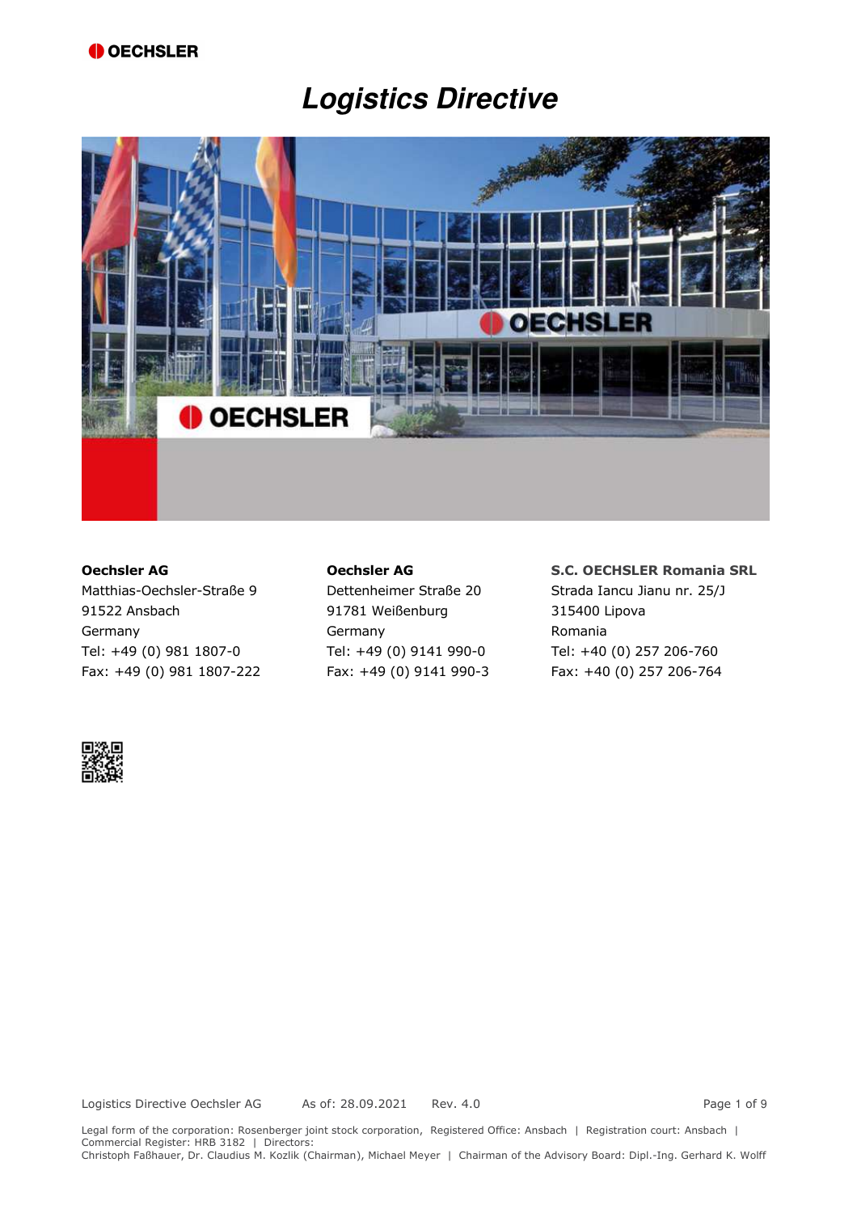# Logistics Directive

**Oechsler AG**
Matthias-Oechsler-Straße 9
91522 Ansbach
Germany
Tel: +49 (0) 981 1807-0
Fax: +49 (0) 981 1807-222

**Oechsler AG**
Dettenheimer Straße 20
91781 Weißenburg
Germany
Tel: +49 (0) 9141 990-0
Fax: +49 (0) 9141 990-3

**S.C. OECHSLER Romania SRL**
Strada Iancu Jianu nr. 25/J
315400 Lipova
Romania
Tel: +40 (0) 257 206-760
Fax: +40 (0) 257 206-764

Logistics Directive Oechsler AG As of: 28.09.2021 Rev. 4.0

Legal form of the corporation: Rosenberger joint stock corporation, Registered Office: Ansbach | Registration court: Ansbach | Commercial Register: HRB 3182 | Directors:
Christoph Faßhauer, Dr. Claudius M. Kozlik (Chairman), Michael Meyer | Chairman of the Advisory Board: Dipl.-Ing. Gerhard K. Wolff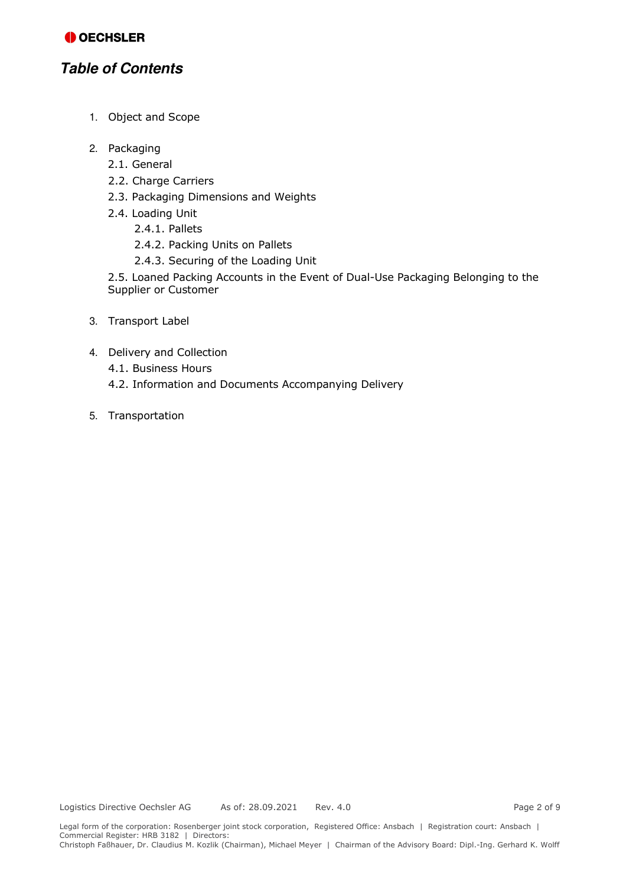## *Table of Contents*

1. Object and Scope

2. Packaging
   - 2.1. General
   - 2.2. Charge Carriers
   - 2.3. Packaging Dimensions and Weights
   - 2.4. Loading Unit
     - 2.4.1. Pallets
     - 2.4.2. Packing Units on Pallets
     - 2.4.3. Securing of the Loading Unit
   - 2.5. Loaned Packing Accounts in the Event of Dual-Use Packaging Belonging to the Supplier or Customer

3. Transport Label

4. Delivery and Collection
   - 4.1. Business Hours
   - 4.2. Information and Documents Accompanying Delivery

5. Transportation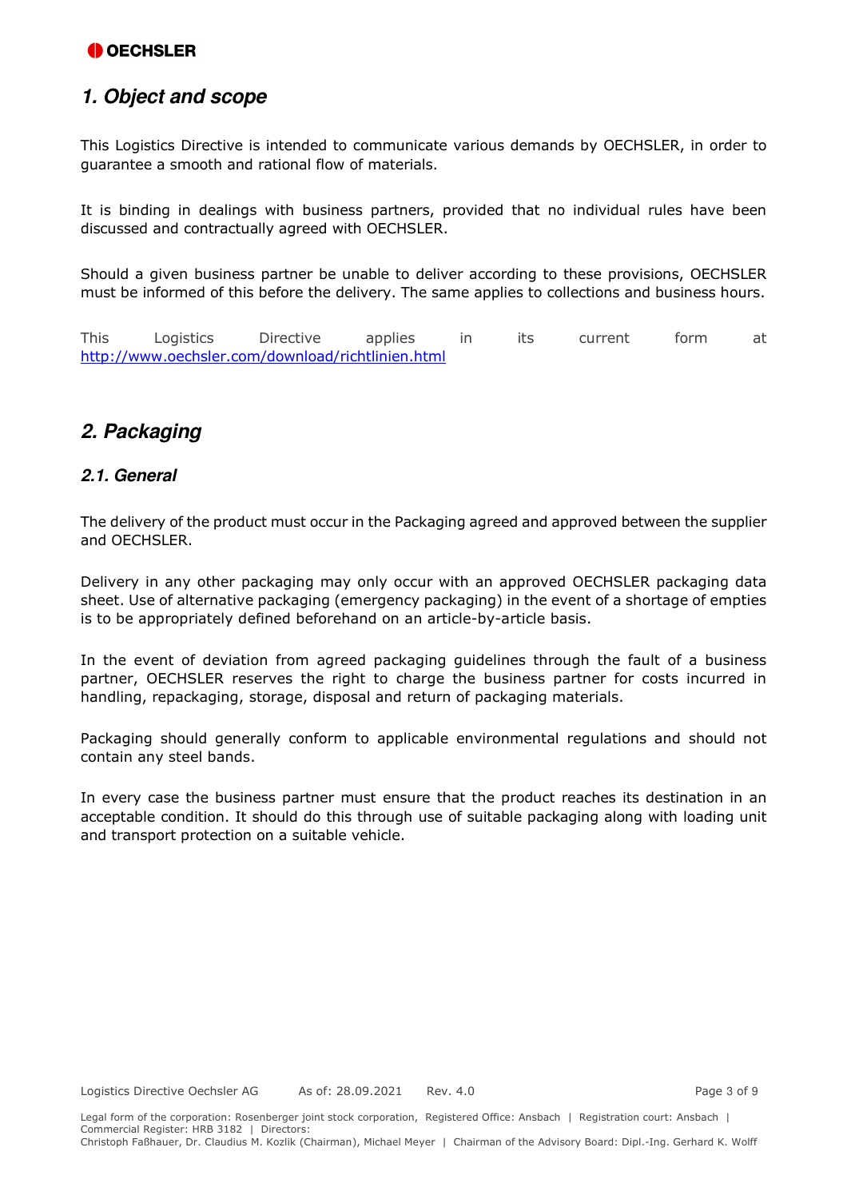## *1. Object and scope*

This Logistics Directive is intended to communicate various demands by OECHSLER, in order to guarantee a smooth and rational flow of materials.

It is binding in dealings with business partners, provided that no individual rules have been discussed and contractually agreed with OECHSLER.

Should a given business partner be unable to deliver according to these provisions, OECHSLER must be informed of this before the delivery. The same applies to collections and business hours.

This Logistics Directive applies in its current form at http://www.oechsler.com/download/richtlinien.html

## *2. Packaging*

### *2.1. General*

The delivery of the product must occur in the Packaging agreed and approved between the supplier and OECHSLER.

Delivery in any other packaging may only occur with an approved OECHSLER packaging data sheet. Use of alternative packaging (emergency packaging) in the event of a shortage of empties is to be appropriately defined beforehand on an article-by-article basis.

In the event of deviation from agreed packaging guidelines through the fault of a business partner, OECHSLER reserves the right to charge the business partner for costs incurred in handling, repackaging, storage, disposal and return of packaging materials.

Packaging should generally conform to applicable environmental regulations and should not contain any steel bands.

In every case the business partner must ensure that the product reaches its destination in an acceptable condition. It should do this through use of suitable packaging along with loading unit and transport protection on a suitable vehicle.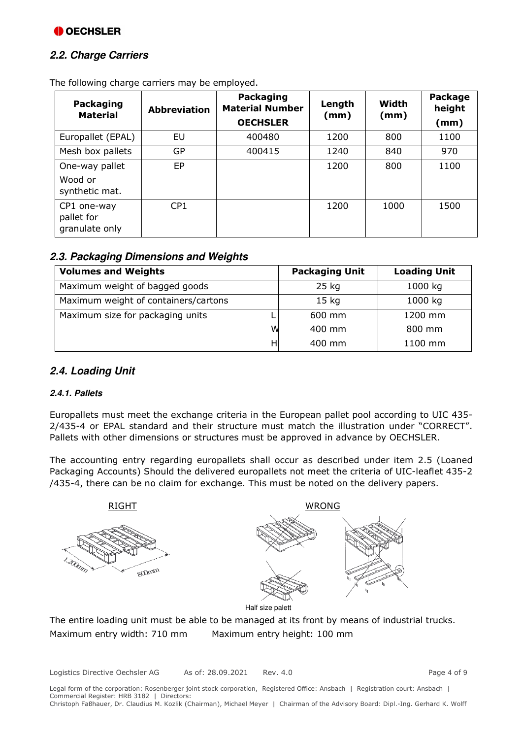## 2.2. Charge Carriers

The following charge carriers may be employed.

| Packaging Material | Abbreviation | Packaging Material Number OECHSLER | Length (mm) | Width (mm) | Package height (mm) |
|---|---|---|---|---|---|
| Europallet (EPAL) | EU | 400480 | 1200 | 800 | 1100 |
| Mesh box pallets | GP | 400415 | 1240 | 840 | 970 |
| One-way pallet Wood or synthetic mat. | EP | | 1200 | 800 | 1100 |
| CP1 one-way pallet for granulate only | CP1 | | 1200 | 1000 | 1500 |

## 2.3. Packaging Dimensions and Weights

| Volumes and Weights | | Packaging Unit | Loading Unit |
|---|---|---|---|
| Maximum weight of bagged goods | | 25 kg | 1000 kg |
| Maximum weight of containers/cartons | | 15 kg | 1000 kg |
| Maximum size for packaging units | L | 600 mm | 1200 mm |
| | W | 400 mm | 800 mm |
| | H | 400 mm | 1100 mm |

## 2.4. Loading Unit

### 2.4.1. Pallets

Europallets must meet the exchange criteria in the European pallet pool according to UIC 435-2/435-4 or EPAL standard and their structure must match the illustration under "CORRECT". Pallets with other dimensions or structures must be approved in advance by OECHSLER.

The accounting entry regarding europallets shall occur as described under item 2.5 (Loaned Packaging Accounts) Should the delivered europallets not meet the criteria of UIC-leaflet 435-2 /435-4, there can be no claim for exchange. This must be noted on the delivery papers.

RIGHT

1.200mm 800mm

WRONG

Half size palett

The entire loading unit must be able to be managed at its front by means of industrial trucks.

Maximum entry width: 710 mm    Maximum entry height: 100 mm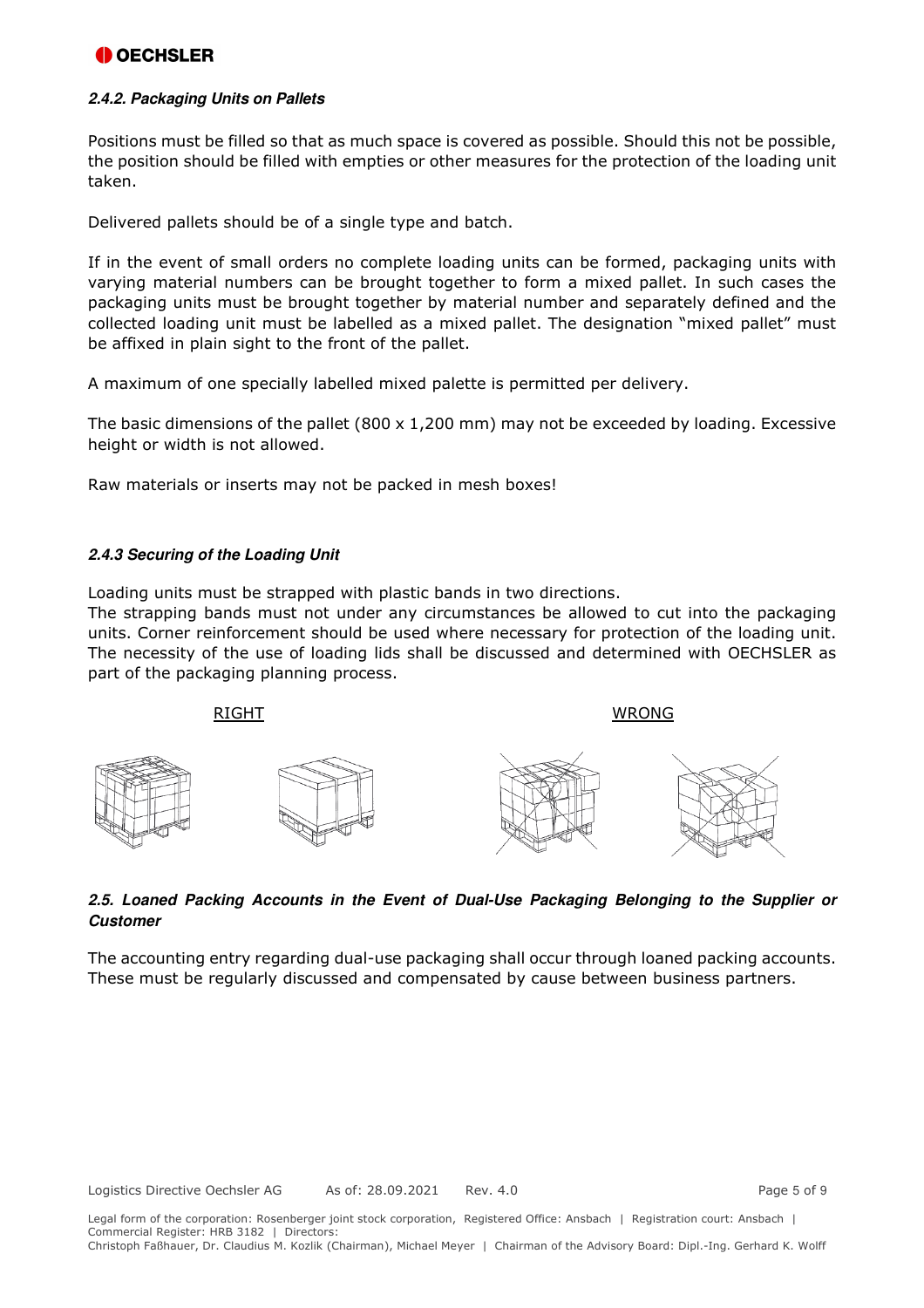#### *2.4.2. Packaging Units on Pallets*

Positions must be filled so that as much space is covered as possible. Should this not be possible, the position should be filled with empties or other measures for the protection of the loading unit taken.

Delivered pallets should be of a single type and batch.

If in the event of small orders no complete loading units can be formed, packaging units with varying material numbers can be brought together to form a mixed pallet. In such cases the packaging units must be brought together by material number and separately defined and the collected loading unit must be labelled as a mixed pallet. The designation "mixed pallet" must be affixed in plain sight to the front of the pallet.

A maximum of one specially labelled mixed palette is permitted per delivery.

The basic dimensions of the pallet (800 x 1,200 mm) may not be exceeded by loading. Excessive height or width is not allowed.

Raw materials or inserts may not be packed in mesh boxes!

#### *2.4.3 Securing of the Loading Unit*

Loading units must be strapped with plastic bands in two directions.
The strapping bands must not under any circumstances be allowed to cut into the packaging units. Corner reinforcement should be used where necessary for protection of the loading unit. The necessity of the use of loading lids shall be discussed and determined with OECHSLER as part of the packaging planning process.

RIGHT WRONG

### *2.5. Loaned Packing Accounts in the Event of Dual-Use Packaging Belonging to the Supplier or Customer*

The accounting entry regarding dual-use packaging shall occur through loaned packing accounts. These must be regularly discussed and compensated by cause between business partners.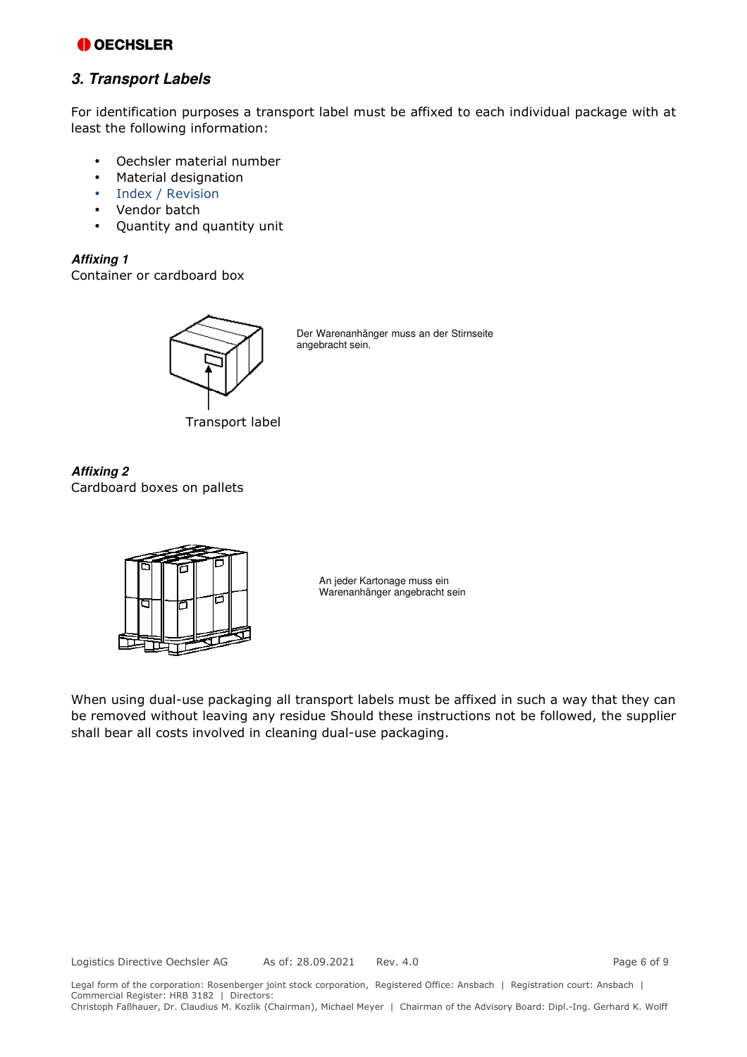## 3. Transport Labels

For identification purposes a transport label must be affixed to each individual package with at least the following information:

- Oechsler material number
- Material designation
- Index / Revision
- Vendor batch
- Quantity and quantity unit

***Affixing 1***
Container or cardboard box

Der Warenanhänger muss an der Stirnseite angebracht sein.

Transport label

***Affixing 2***
Cardboard boxes on pallets

An jeder Kartonage muss ein Warenanhänger angebracht sein

When using dual-use packaging all transport labels must be affixed in such a way that they can be removed without leaving any residue Should these instructions not be followed, the supplier shall bear all costs involved in cleaning dual-use packaging.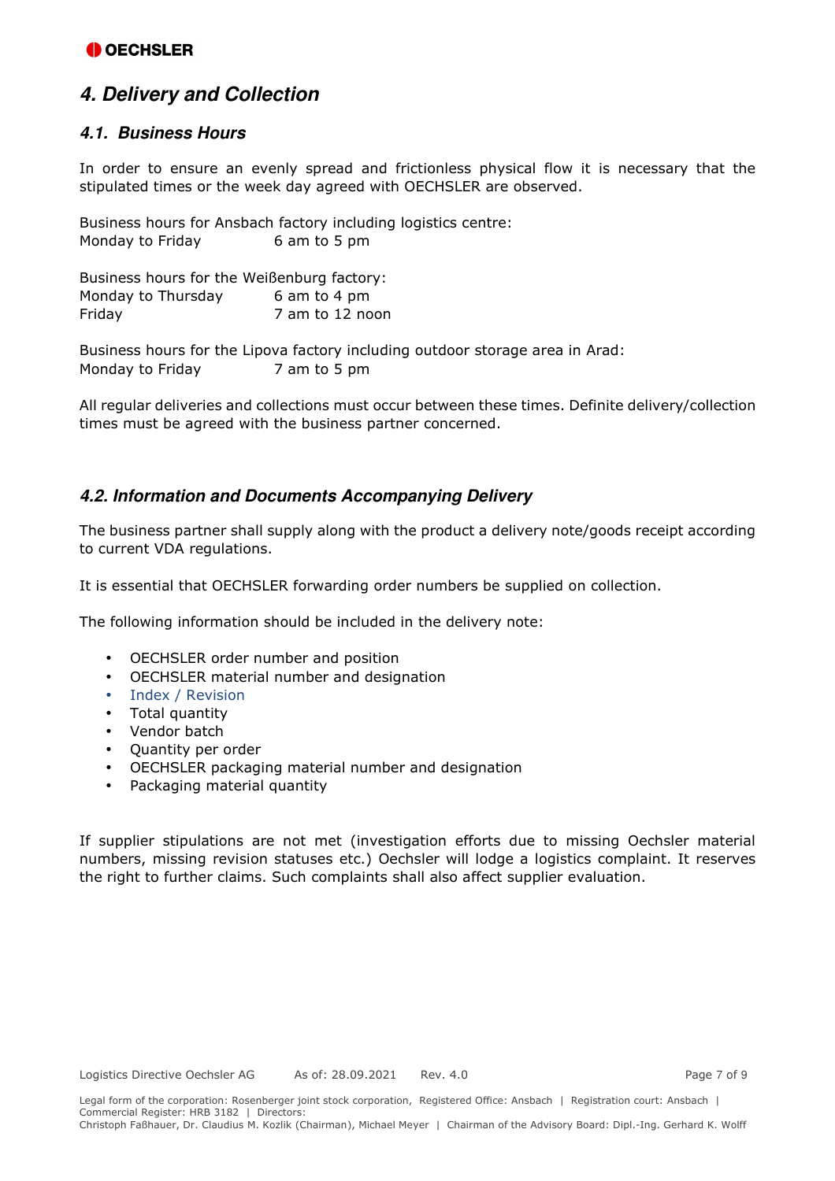## 4. Delivery and Collection

### 4.1. Business Hours

In order to ensure an evenly spread and frictionless physical flow it is necessary that the stipulated times or the week day agreed with OECHSLER are observed.

Business hours for Ansbach factory including logistics centre:
Monday to Friday 6 am to 5 pm

Business hours for the Weißenburg factory:
Monday to Thursday 6 am to 4 pm
Friday 7 am to 12 noon

Business hours for the Lipova factory including outdoor storage area in Arad:
Monday to Friday 7 am to 5 pm

All regular deliveries and collections must occur between these times. Definite delivery/collection times must be agreed with the business partner concerned.

### 4.2. Information and Documents Accompanying Delivery

The business partner shall supply along with the product a delivery note/goods receipt according to current VDA regulations.

It is essential that OECHSLER forwarding order numbers be supplied on collection.

The following information should be included in the delivery note:

- OECHSLER order number and position
- OECHSLER material number and designation
- Index / Revision
- Total quantity
- Vendor batch
- Quantity per order
- OECHSLER packaging material number and designation
- Packaging material quantity

If supplier stipulations are not met (investigation efforts due to missing Oechsler material numbers, missing revision statuses etc.) Oechsler will lodge a logistics complaint. It reserves the right to further claims. Such complaints shall also affect supplier evaluation.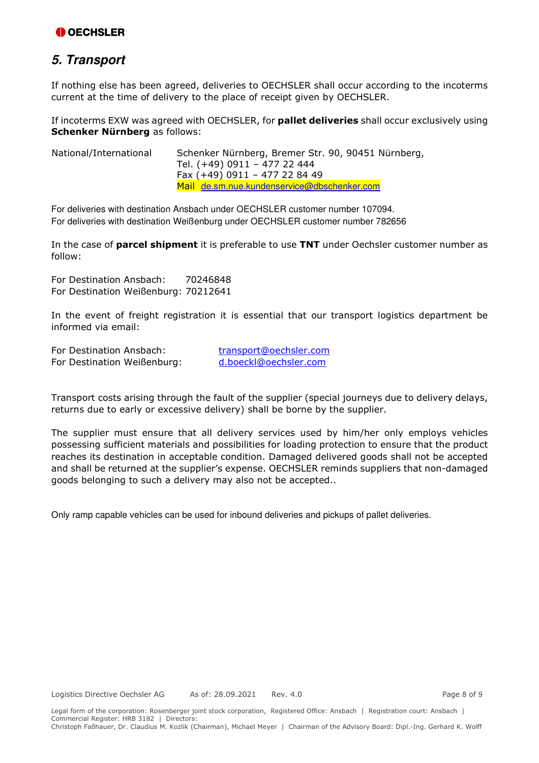## *5. Transport*

If nothing else has been agreed, deliveries to OECHSLER shall occur according to the incoterms current at the time of delivery to the place of receipt given by OECHSLER.

If incoterms EXW was agreed with OECHSLER, for **pallet deliveries** shall occur exclusively using **Schenker Nürnberg** as follows:

| National/International | Schenker Nürnberg, Bremer Str. 90, 90451 Nürnberg,<br>Tel. (+49) 0911 – 477 22 444<br>Fax (+49) 0911 – 477 22 84 49<br>Mail de.sm.nue.kundenservice@dbschenker.com |
|---|---|

For deliveries with destination Ansbach under OECHSLER customer number 107094.
For deliveries with destination Weißenburg under OECHSLER customer number 782656

In the case of **parcel shipment** it is preferable to use **TNT** under Oechsler customer number as follow:

For Destination Ansbach: 70246848
For Destination Weißenburg: 70212641

In the event of freight registration it is essential that our transport logistics department be informed via email:

| For Destination Ansbach: | transport@oechsler.com |
|---|---|
| For Destination Weißenburg: | d.boeckl@oechsler.com |

Transport costs arising through the fault of the supplier (special journeys due to delivery delays, returns due to early or excessive delivery) shall be borne by the supplier.

The supplier must ensure that all delivery services used by him/her only employs vehicles possessing sufficient materials and possibilities for loading protection to ensure that the product reaches its destination in acceptable condition. Damaged delivered goods shall not be accepted and shall be returned at the supplier's expense. OECHSLER reminds suppliers that non-damaged goods belonging to such a delivery may also not be accepted..

Only ramp capable vehicles can be used for inbound deliveries and pickups of pallet deliveries.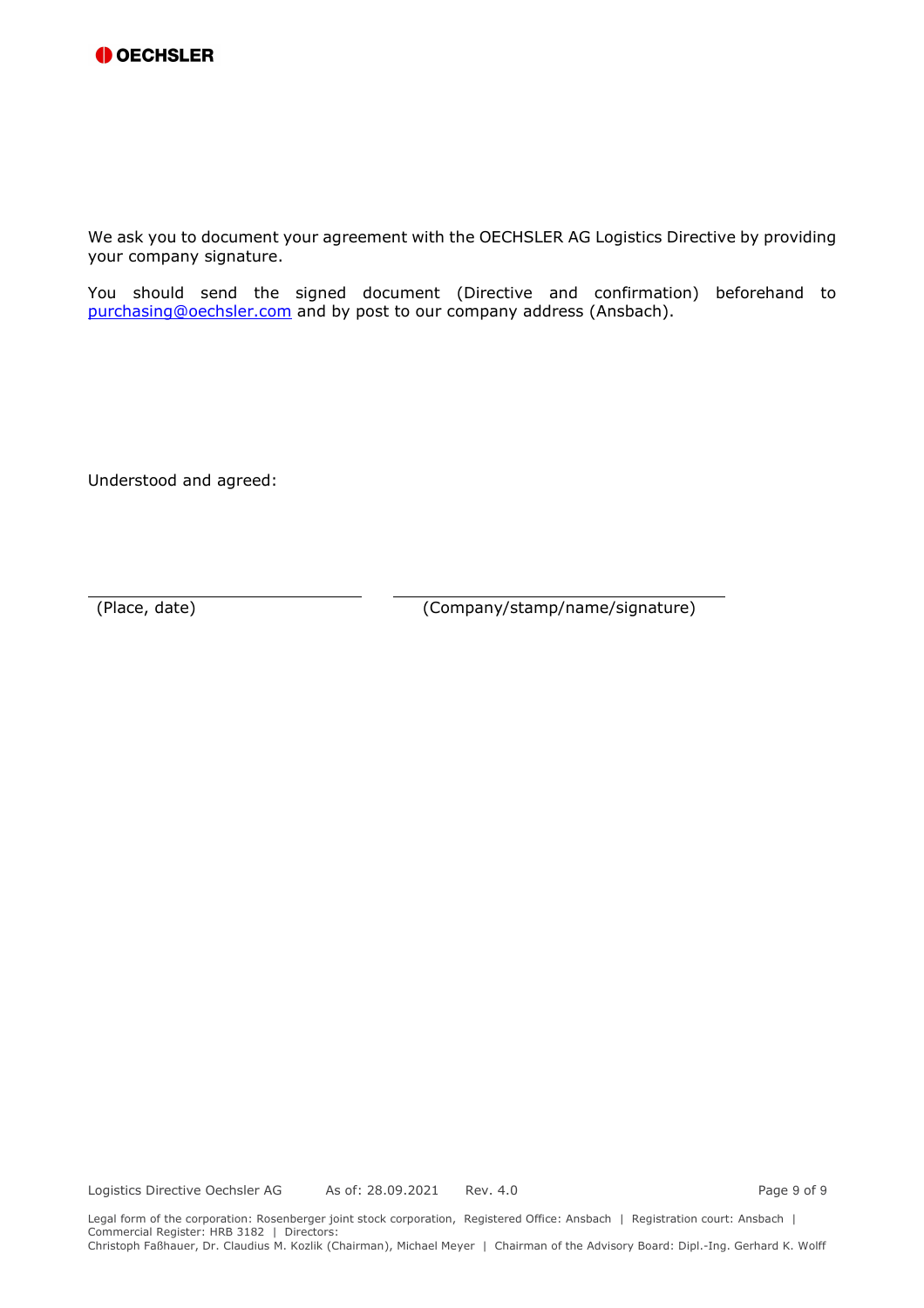We ask you to document your agreement with the OECHSLER AG Logistics Directive by providing your company signature.

You should send the signed document (Directive and confirmation) beforehand to purchasing@oechsler.com and by post to our company address (Ansbach).

Understood and agreed:

\_\_\_\_\_\_\_\_\_\_\_\_\_\_\_\_\_\_\_\_\_\_\_\_\_\_\_\_ \_\_\_\_\_\_\_\_\_\_\_\_\_\_\_\_\_\_\_\_\_\_\_\_\_\_\_\_\_\_\_\_\_\_

(Place, date) (Company/stamp/name/signature)